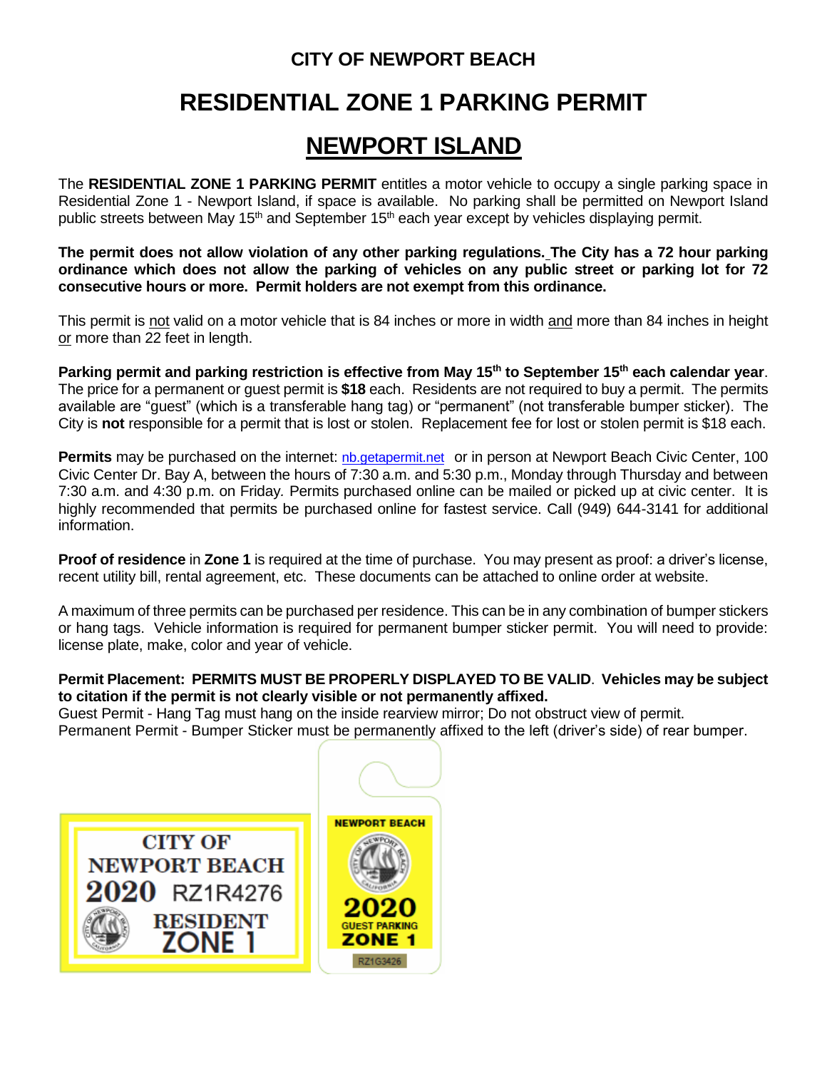# CITY OF NEWPORT BEACH

# RESIDENTIAL ZONE 1 PARKING PERMIT

# NEWPORT ISLAND

The **RESIDENTIAL ZONE 1 PARKING PERMIT** entitles a motor vehicle to occupy a single parking space in Residential Zone 1 - Newport Island, if space is available. No parking shall be permitted on Newport Island public streets between May 15th and September 15th each year except by vehicles displaying permit.

**The permit does not allow violation of any other parking regulations. The City has a 72 hour parking ordinance which does not allow the parking of vehicles on any public street or parking lot for 72 consecutive hours or more. Permit holders are not exempt from this ordinance.**

This permit is not valid on a motor vehicle that is 84 inches or more in width and more than 84 inches in height or more than 22 feet in length.

**Parking permit and parking restriction is effective from May 15th to September 15th each calendar year**. The price for a permanent or guest permit is **$18** each. Residents are not required to buy a permit. The permits available are "guest" (which is a transferable hang tag) or "permanent" (not transferable bumper sticker). The City is **not** responsible for a permit that is lost or stolen. Replacement fee for lost or stolen permit is $18 each.

**Permits** may be purchased on the internet: nb.getapermit.net or in person at Newport Beach Civic Center, 100 Civic Center Dr. Bay A, between the hours of 7:30 a.m. and 5:30 p.m., Monday through Thursday and between 7:30 a.m. and 4:30 p.m. on Friday. Permits purchased online can be mailed or picked up at civic center. It is highly recommended that permits be purchased online for fastest service. Call (949) 644-3141 for additional information.

**Proof of residence** in **Zone 1** is required at the time of purchase. You may present as proof: a driver's license, recent utility bill, rental agreement, etc. These documents can be attached to online order at website.

A maximum of three permits can be purchased per residence. This can be in any combination of bumper stickers or hang tags. Vehicle information is required for permanent bumper sticker permit. You will need to provide: license plate, make, color and year of vehicle.

**Permit Placement: PERMITS MUST BE PROPERLY DISPLAYED TO BE VALID**. **Vehicles may be subject to citation if the permit is not clearly visible or not permanently affixed.**
Guest Permit - Hang Tag must hang on the inside rearview mirror; Do not obstruct view of permit.
Permanent Permit - Bumper Sticker must be permanently affixed to the left (driver's side) of rear bumper.

CITY OF NEWPORT BEACH 2020 RZ1R4276 RESIDENT ZONE 1

NEWPORT BEACH 2020 GUEST PARKING ZONE 1 RZ1G3426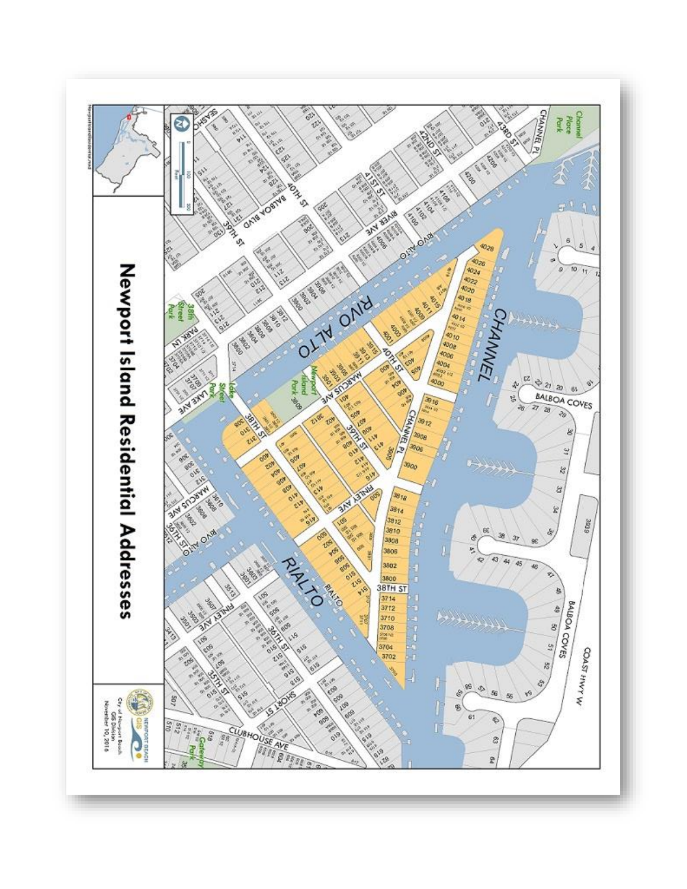# Newport Island Residential Addresses

CHANNEL

RIVO ALTO

RIALTO

BALBOA COVES

COAST HWY W

Channel Place Park

Newport Island Park

38th Street Park

Lake Street Park

Gateway Park

City of Newport Beach
GIS Division
November 10, 2016